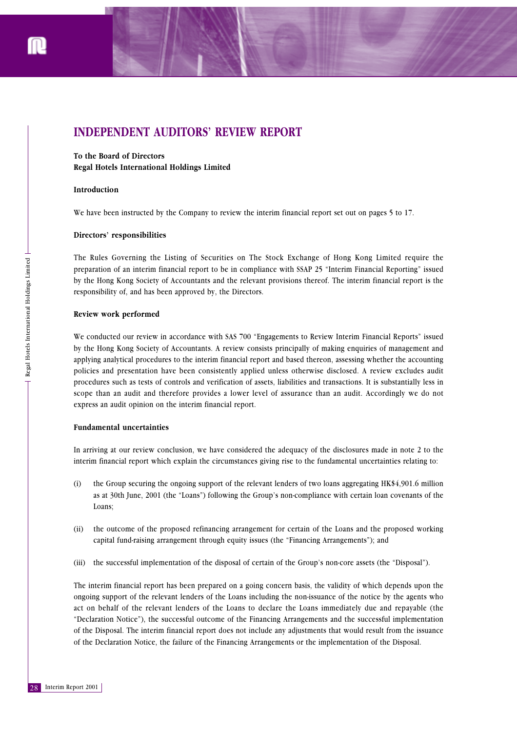# INDEPENDENT AUDITORS' REVIEW REPORT

**To the Board of Directors**
**Regal Hotels International Holdings Limited**

**Introduction**

We have been instructed by the Company to review the interim financial report set out on pages 5 to 17.

**Directors' responsibilities**

The Rules Governing the Listing of Securities on The Stock Exchange of Hong Kong Limited require the preparation of an interim financial report to be in compliance with SSAP 25 "Interim Financial Reporting" issued by the Hong Kong Society of Accountants and the relevant provisions thereof. The interim financial report is the responsibility of, and has been approved by, the Directors.

**Review work performed**

We conducted our review in accordance with SAS 700 "Engagements to Review Interim Financial Reports" issued by the Hong Kong Society of Accountants. A review consists principally of making enquiries of management and applying analytical procedures to the interim financial report and based thereon, assessing whether the accounting policies and presentation have been consistently applied unless otherwise disclosed. A review excludes audit procedures such as tests of controls and verification of assets, liabilities and transactions. It is substantially less in scope than an audit and therefore provides a lower level of assurance than an audit. Accordingly we do not express an audit opinion on the interim financial report.

**Fundamental uncertainties**

In arriving at our review conclusion, we have considered the adequacy of the disclosures made in note 2 to the interim financial report which explain the circumstances giving rise to the fundamental uncertainties relating to:

(i) the Group securing the ongoing support of the relevant lenders of two loans aggregating HK$4,901.6 million as at 30th June, 2001 (the "Loans") following the Group's non-compliance with certain loan covenants of the Loans;

(ii) the outcome of the proposed refinancing arrangement for certain of the Loans and the proposed working capital fund-raising arrangement through equity issues (the "Financing Arrangements"); and

(iii) the successful implementation of the disposal of certain of the Group's non-core assets (the "Disposal").

The interim financial report has been prepared on a going concern basis, the validity of which depends upon the ongoing support of the relevant lenders of the Loans including the non-issuance of the notice by the agents who act on behalf of the relevant lenders of the Loans to declare the Loans immediately due and repayable (the "Declaration Notice"), the successful outcome of the Financing Arrangements and the successful implementation of the Disposal. The interim financial report does not include any adjustments that would result from the issuance of the Declaration Notice, the failure of the Financing Arrangements or the implementation of the Disposal.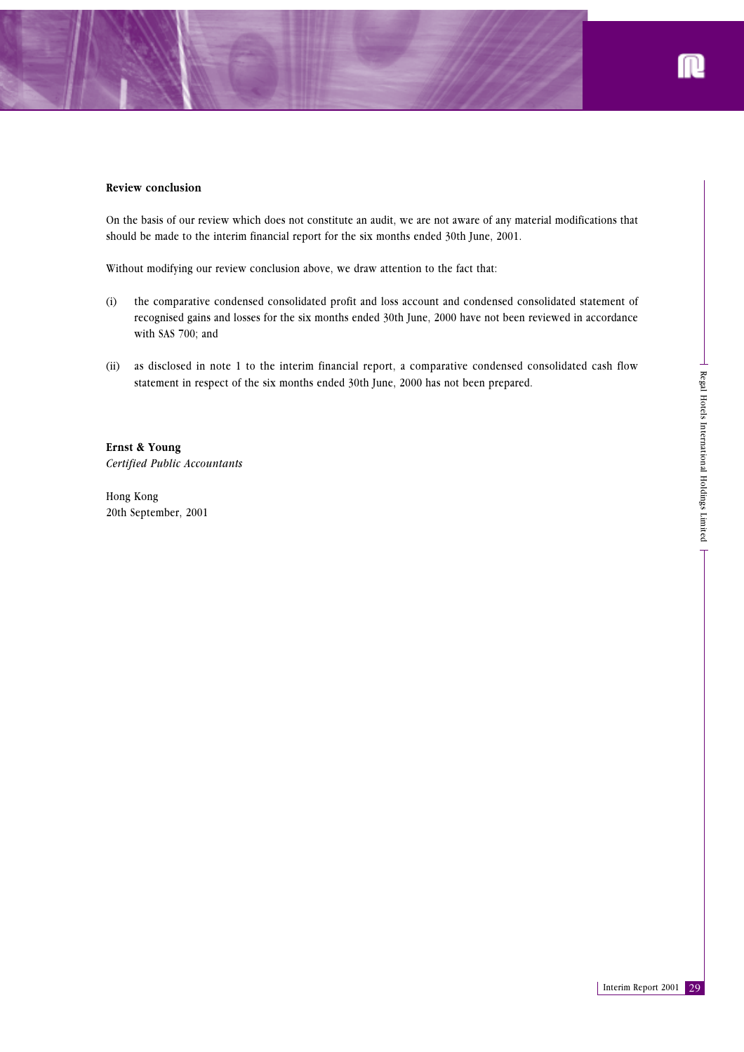**Review conclusion**

On the basis of our review which does not constitute an audit, we are not aware of any material modifications that should be made to the interim financial report for the six months ended 30th June, 2001.

Without modifying our review conclusion above, we draw attention to the fact that:

(i) the comparative condensed consolidated profit and loss account and condensed consolidated statement of recognised gains and losses for the six months ended 30th June, 2000 have not been reviewed in accordance with SAS 700; and

(ii) as disclosed in note 1 to the interim financial report, a comparative condensed consolidated cash flow statement in respect of the six months ended 30th June, 2000 has not been prepared.

**Ernst & Young**
*Certified Public Accountants*

Hong Kong
20th September, 2001